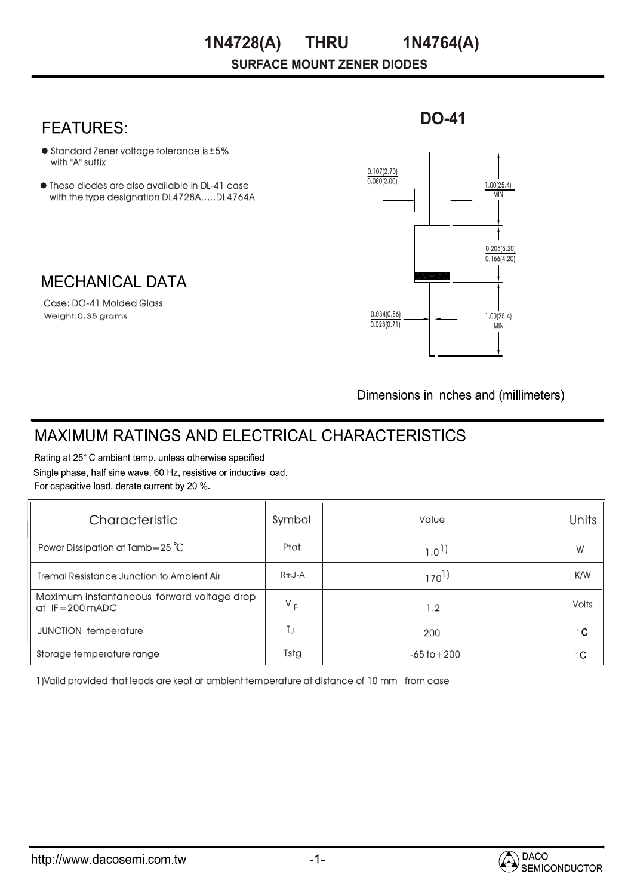# 1N4728(A) THRU 1N4764(A)

**SURFACE MOUNT ZENER DIODES**

## FEATURES:

- Standard Zener voltage tolerance is ±5% with "A" suffix
- These diodes are also available in DL-41 case with the type designation DL4728A.....DL4764A

## MECHANICAL DATA

Case: DO-41 Molded Glass

Weight:0.35 grams

**DO-41**

0.107(2.70)
0.080(2.00)

1.00(25.4)
MIN

0.205(5.20)
0.166(4.20)

0.034(0.86)
0.028(0.71)

1.00(25.4)
MIN

Dimensions in inches and (millimeters)

## MAXIMUM RATINGS AND ELECTRICAL CHARACTERISTICS

Rating at 25° C ambient temp. unless otherwise specified.
Single phase, half sine wave, 60 Hz, resistive or inductive load.
For capacitive load, derate current by 20 %.

| Characteristic | Symbol | Value | Units |
|---|---|---|---|
| Power Dissipation at Tamb=25 ℃ | Ptot | 1.0 1) | W |
| Tremal Resistance Junction to Ambient Air | RthJ-A | 170 1) | K/W |
| Maximum instantaneous forward voltage drop at IF=200 mADC | $V_F$ | 1.2 | Volts |
| JUNCTION temperature | $T_J$ | 200 | °C |
| Storage temperature range | Tstg | -65 to+200 | °C |

1)Vaild provided that leads are kept at ambient temperature at distance of 10 mm from case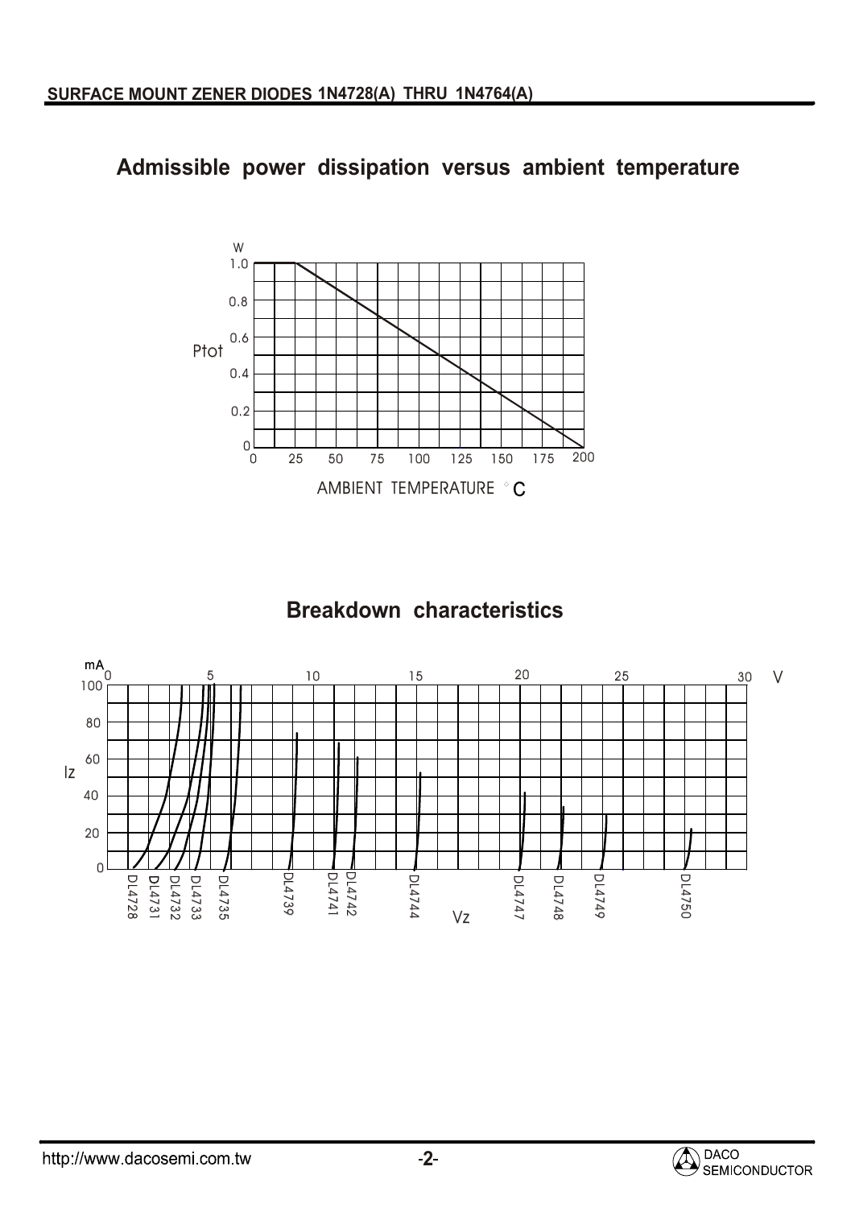SURFACE MOUNT ZENER DIODES 1N4728(A) THRU 1N4764(A)

## Admissible power dissipation versus ambient temperature

W
1.0
0.8
0.6
Ptot
0.4
0.2
0
0 25 50 75 100 125 150 175 200
AMBIENT TEMPERATURE °C

## Breakdown characteristics

mA
0 5 10 15 20 25 30 V
100
80
60
Iz
40
20
0
DL4728 DL4731 DL4732 DL4733 DL4735 DL4739 DL4741 DL4742 DL4744 DL4747 DL4748 DL4749 DL4750
Vz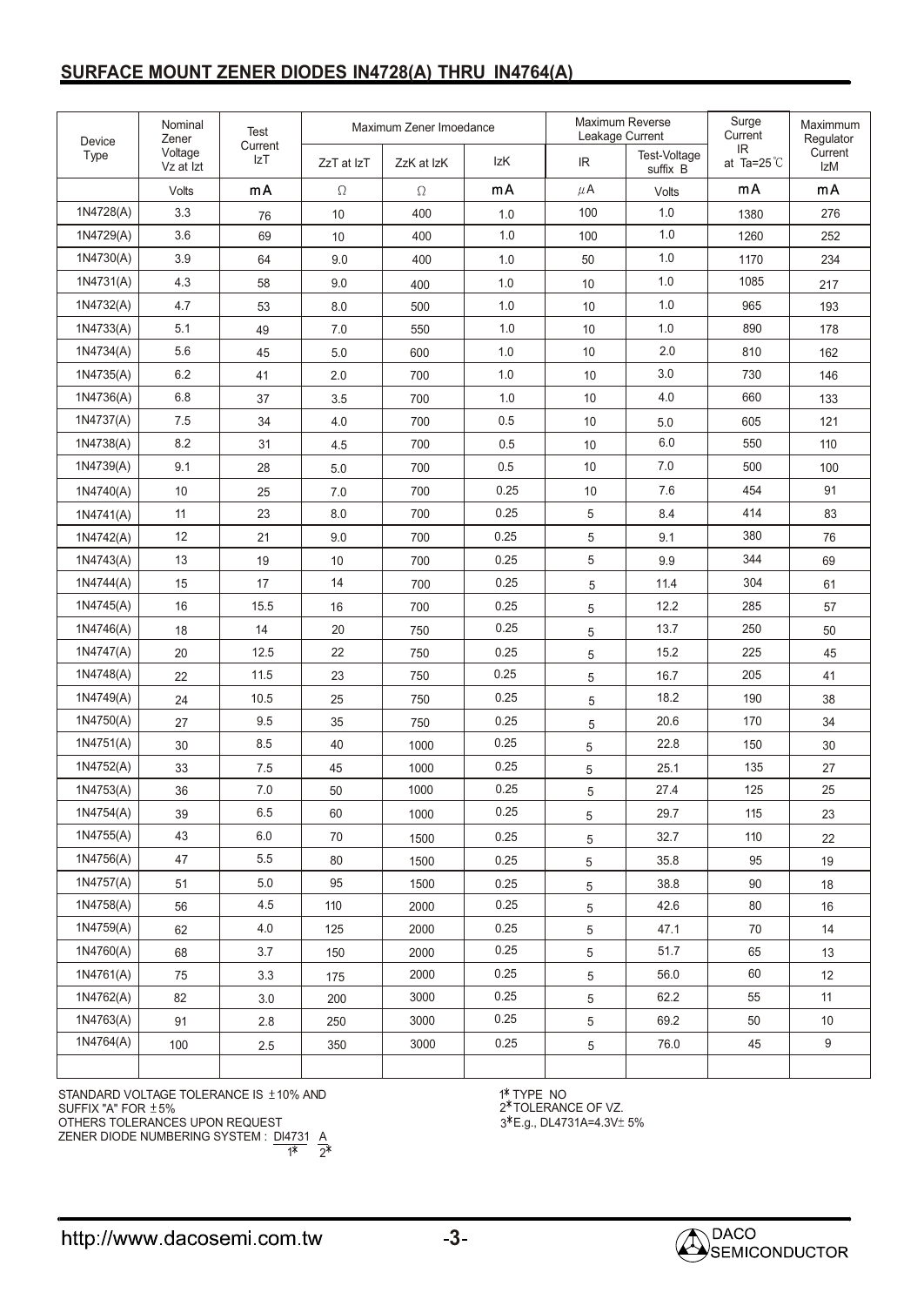## SURFACE MOUNT ZENER DIODES IN4728(A) THRU IN4764(A)

| Device Type | Nominal Zener Voltage Vz at Izt | Test Current IzT | Maximum Zener Imoedance | | | Maximum Reverse Leakage Current | | Surge Current IR at Ta=25℃ | Maximmum Regulator Current IzM |
|---|---|---|---|---|---|---|---|---|---|
| | | | ZzT at IzT | ZzK at IzK | IzK | IR | Test-Voltage suffix B | | |
| | Volts | mA | Ω | Ω | mA | μA | Volts | mA | mA |
| 1N4728(A) | 3.3 | 76 | 10 | 400 | 1.0 | 100 | 1.0 | 1380 | 276 |
| 1N4729(A) | 3.6 | 69 | 10 | 400 | 1.0 | 100 | 1.0 | 1260 | 252 |
| 1N4730(A) | 3.9 | 64 | 9.0 | 400 | 1.0 | 50 | 1.0 | 1170 | 234 |
| 1N4731(A) | 4.3 | 58 | 9.0 | 400 | 1.0 | 10 | 1.0 | 1085 | 217 |
| 1N4732(A) | 4.7 | 53 | 8.0 | 500 | 1.0 | 10 | 1.0 | 965 | 193 |
| 1N4733(A) | 5.1 | 49 | 7.0 | 550 | 1.0 | 10 | 1.0 | 890 | 178 |
| 1N4734(A) | 5.6 | 45 | 5.0 | 600 | 1.0 | 10 | 2.0 | 810 | 162 |
| 1N4735(A) | 6.2 | 41 | 2.0 | 700 | 1.0 | 10 | 3.0 | 730 | 146 |
| 1N4736(A) | 6.8 | 37 | 3.5 | 700 | 1.0 | 10 | 4.0 | 660 | 133 |
| 1N4737(A) | 7.5 | 34 | 4.0 | 700 | 0.5 | 10 | 5.0 | 605 | 121 |
| 1N4738(A) | 8.2 | 31 | 4.5 | 700 | 0.5 | 10 | 6.0 | 550 | 110 |
| 1N4739(A) | 9.1 | 28 | 5.0 | 700 | 0.5 | 10 | 7.0 | 500 | 100 |
| 1N4740(A) | 10 | 25 | 7.0 | 700 | 0.25 | 10 | 7.6 | 454 | 91 |
| 1N4741(A) | 11 | 23 | 8.0 | 700 | 0.25 | 5 | 8.4 | 414 | 83 |
| 1N4742(A) | 12 | 21 | 9.0 | 700 | 0.25 | 5 | 9.1 | 380 | 76 |
| 1N4743(A) | 13 | 19 | 10 | 700 | 0.25 | 5 | 9.9 | 344 | 69 |
| 1N4744(A) | 15 | 17 | 14 | 700 | 0.25 | 5 | 11.4 | 304 | 61 |
| 1N4745(A) | 16 | 15.5 | 16 | 700 | 0.25 | 5 | 12.2 | 285 | 57 |
| 1N4746(A) | 18 | 14 | 20 | 750 | 0.25 | 5 | 13.7 | 250 | 50 |
| 1N4747(A) | 20 | 12.5 | 22 | 750 | 0.25 | 5 | 15.2 | 225 | 45 |
| 1N4748(A) | 22 | 11.5 | 23 | 750 | 0.25 | 5 | 16.7 | 205 | 41 |
| 1N4749(A) | 24 | 10.5 | 25 | 750 | 0.25 | 5 | 18.2 | 190 | 38 |
| 1N4750(A) | 27 | 9.5 | 35 | 750 | 0.25 | 5 | 20.6 | 170 | 34 |
| 1N4751(A) | 30 | 8.5 | 40 | 1000 | 0.25 | 5 | 22.8 | 150 | 30 |
| 1N4752(A) | 33 | 7.5 | 45 | 1000 | 0.25 | 5 | 25.1 | 135 | 27 |
| 1N4753(A) | 36 | 7.0 | 50 | 1000 | 0.25 | 5 | 27.4 | 125 | 25 |
| 1N4754(A) | 39 | 6.5 | 60 | 1000 | 0.25 | 5 | 29.7 | 115 | 23 |
| 1N4755(A) | 43 | 6.0 | 70 | 1500 | 0.25 | 5 | 32.7 | 110 | 22 |
| 1N4756(A) | 47 | 5.5 | 80 | 1500 | 0.25 | 5 | 35.8 | 95 | 19 |
| 1N4757(A) | 51 | 5.0 | 95 | 1500 | 0.25 | 5 | 38.8 | 90 | 18 |
| 1N4758(A) | 56 | 4.5 | 110 | 2000 | 0.25 | 5 | 42.6 | 80 | 16 |
| 1N4759(A) | 62 | 4.0 | 125 | 2000 | 0.25 | 5 | 47.1 | 70 | 14 |
| 1N4760(A) | 68 | 3.7 | 150 | 2000 | 0.25 | 5 | 51.7 | 65 | 13 |
| 1N4761(A) | 75 | 3.3 | 175 | 2000 | 0.25 | 5 | 56.0 | 60 | 12 |
| 1N4762(A) | 82 | 3.0 | 200 | 3000 | 0.25 | 5 | 62.2 | 55 | 11 |
| 1N4763(A) | 91 | 2.8 | 250 | 3000 | 0.25 | 5 | 69.2 | 50 | 10 |
| 1N4764(A) | 100 | 2.5 | 350 | 3000 | 0.25 | 5 | 76.0 | 45 | 9 |

STANDARD VOLTAGE TOLERANCE IS ±10% AND
SUFFIX "A" FOR ±5%
OTHERS TOLERANCES UPON REQUEST
ZENER DIODE NUMBERING SYSTEM : DI4731 (1*) A (2*)

1* TYPE NO
2* TOLERANCE OF VZ.
3* E.g., DL4731A=4.3V± 5%